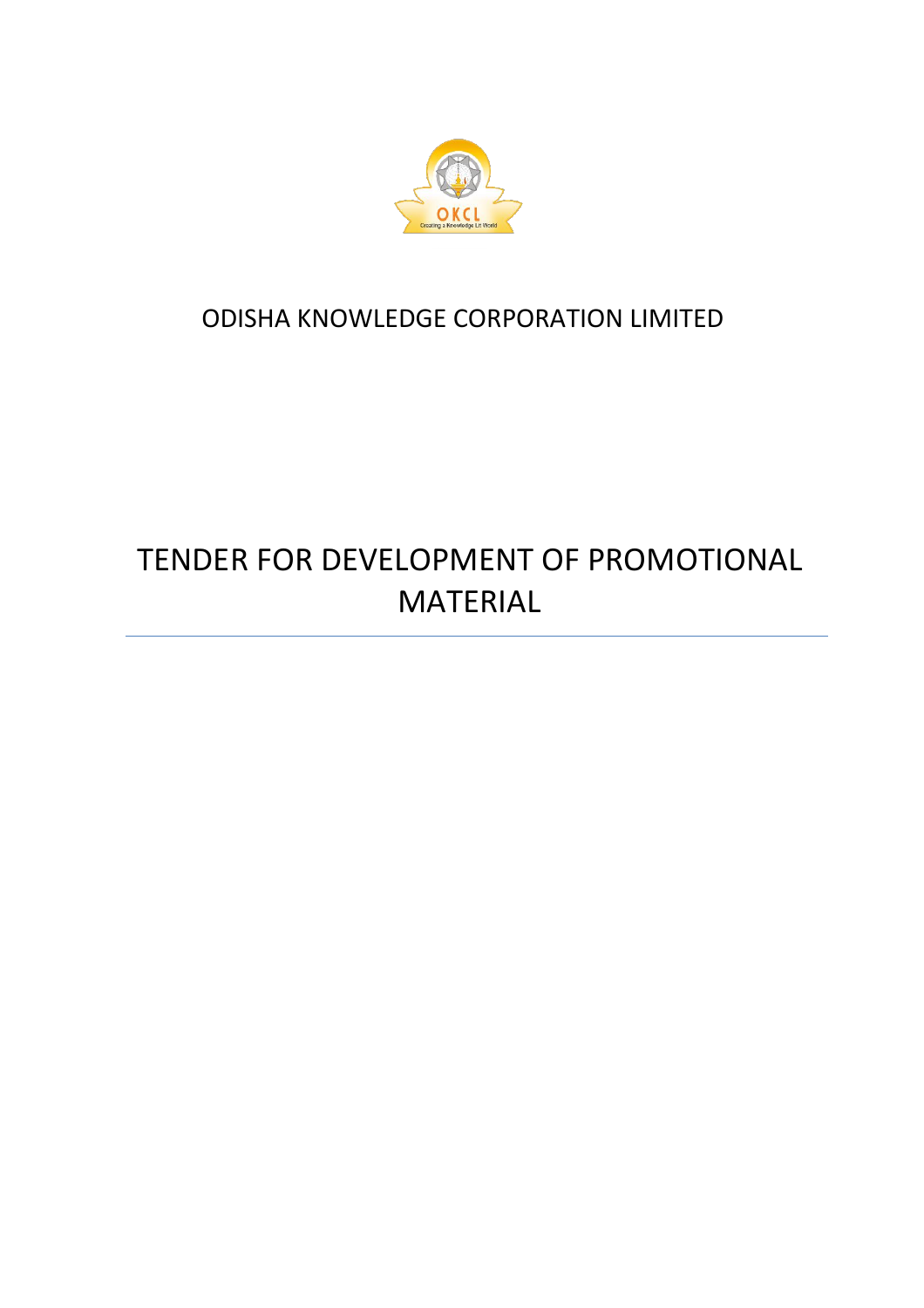ODISHA KNOWLEDGE CORPORATION LIMITED

# TENDER FOR DEVELOPMENT OF PROMOTIONAL MATERIAL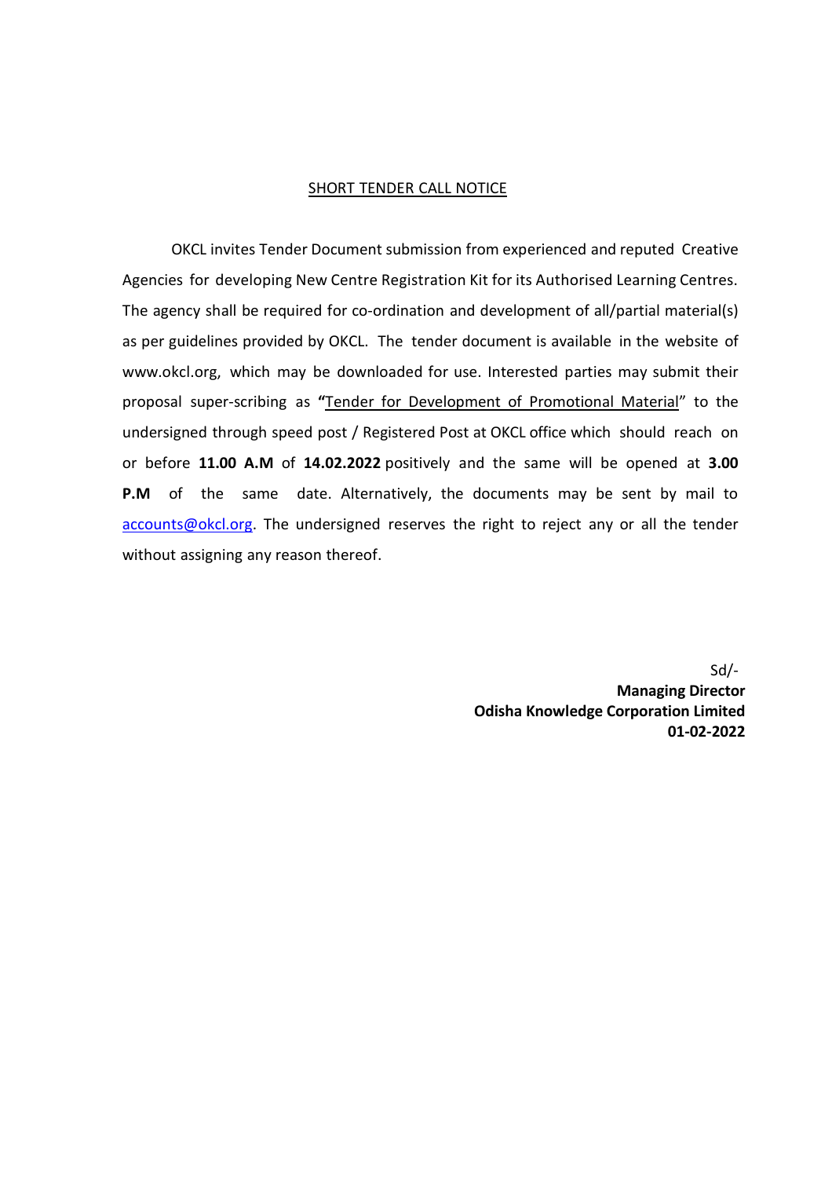## SHORT TENDER CALL NOTICE

OKCL invites Tender Document submission from experienced and reputed Creative Agencies for developing New Centre Registration Kit for its Authorised Learning Centres. The agency shall be required for co-ordination and development of all/partial material(s) as per guidelines provided by OKCL. The tender document is available in the website of www.okcl.org, which may be downloaded for use. Interested parties may submit their proposal super-scribing as **"**Tender for Development of Promotional Material" to the undersigned through speed post / Registered Post at OKCL office which should reach on or before **11.00 A.M** of **14.02.2022** positively and the same will be opened at **3.00 P.M** of the same date. Alternatively, the documents may be sent by mail to accounts@okcl.org. The undersigned reserves the right to reject any or all the tender without assigning any reason thereof.

Sd/-
**Managing Director**
**Odisha Knowledge Corporation Limited**
**01-02-2022**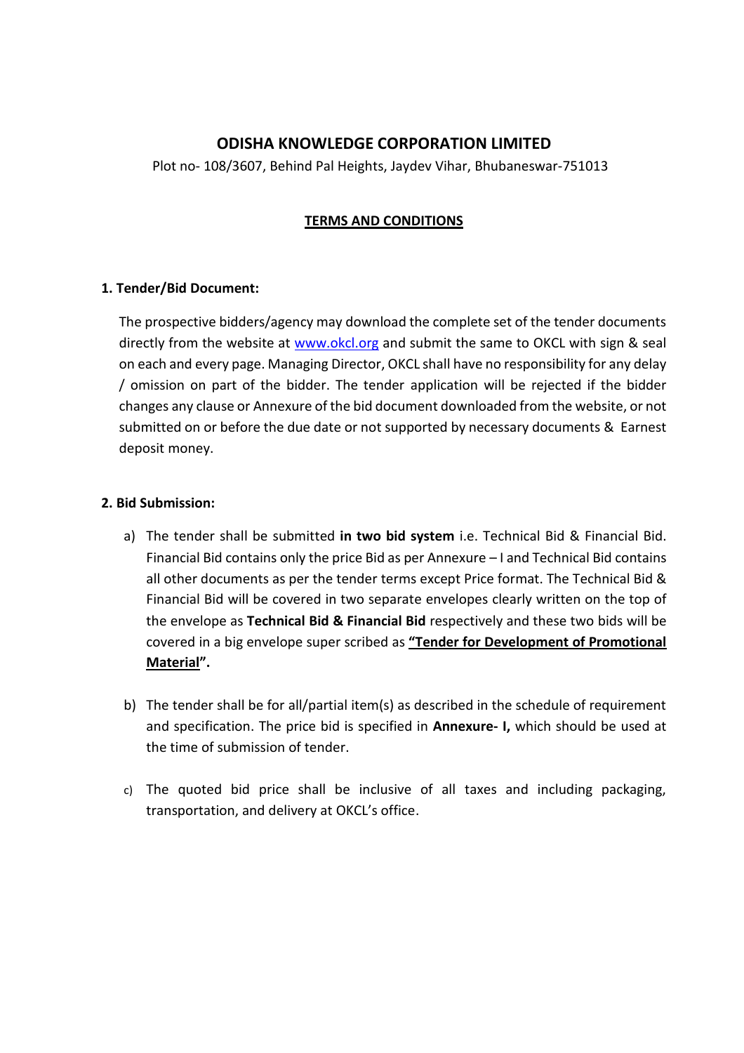# ODISHA KNOWLEDGE CORPORATION LIMITED

Plot no- 108/3607, Behind Pal Heights, Jaydev Vihar, Bhubaneswar-751013

## TERMS AND CONDITIONS

**1. Tender/Bid Document:**

The prospective bidders/agency may download the complete set of the tender documents directly from the website at www.okcl.org and submit the same to OKCL with sign & seal on each and every page. Managing Director, OKCL shall have no responsibility for any delay / omission on part of the bidder. The tender application will be rejected if the bidder changes any clause or Annexure of the bid document downloaded from the website, or not submitted on or before the due date or not supported by necessary documents & Earnest deposit money.

**2. Bid Submission:**

a) The tender shall be submitted **in two bid system** i.e. Technical Bid & Financial Bid. Financial Bid contains only the price Bid as per Annexure – I and Technical Bid contains all other documents as per the tender terms except Price format. The Technical Bid & Financial Bid will be covered in two separate envelopes clearly written on the top of the envelope as **Technical Bid & Financial Bid** respectively and these two bids will be covered in a big envelope super scribed as **"Tender for Development of Promotional Material".**

b) The tender shall be for all/partial item(s) as described in the schedule of requirement and specification. The price bid is specified in **Annexure- I,** which should be used at the time of submission of tender.

c) The quoted bid price shall be inclusive of all taxes and including packaging, transportation, and delivery at OKCL's office.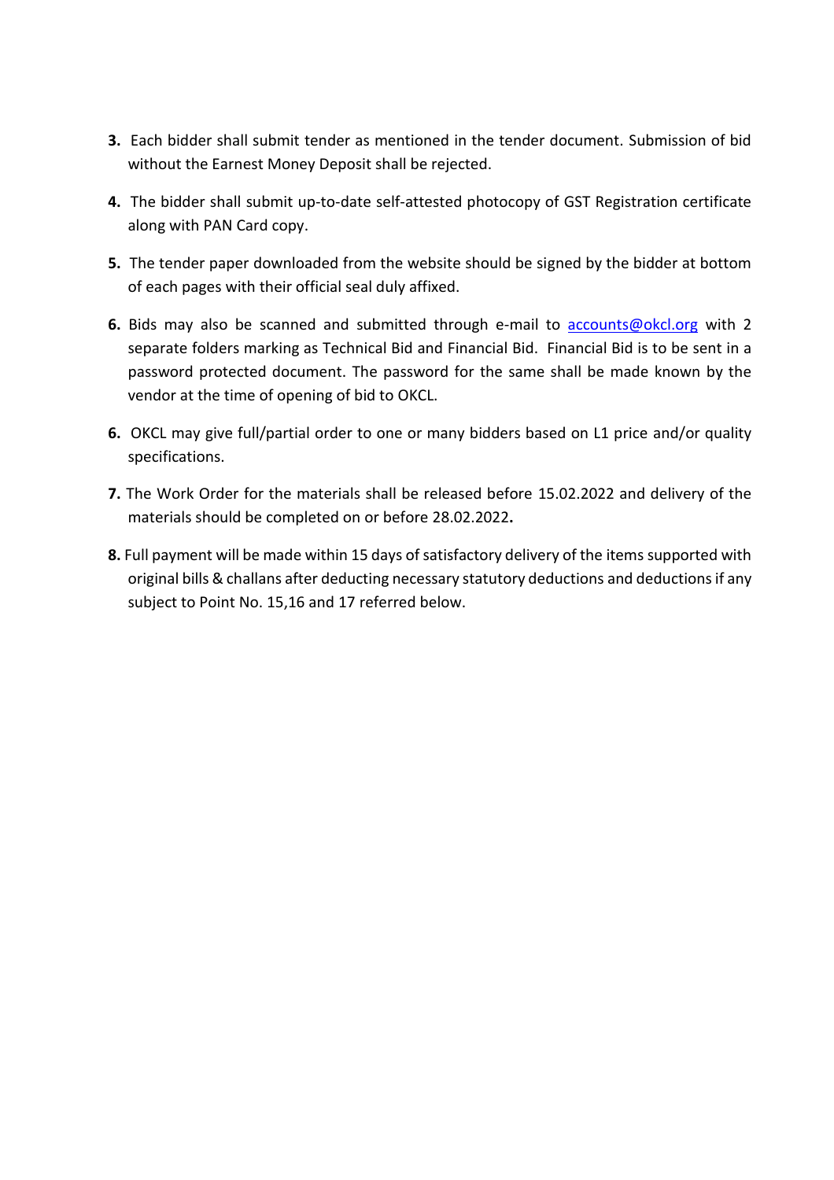**3.** Each bidder shall submit tender as mentioned in the tender document. Submission of bid without the Earnest Money Deposit shall be rejected.

**4.** The bidder shall submit up-to-date self-attested photocopy of GST Registration certificate along with PAN Card copy.

**5.** The tender paper downloaded from the website should be signed by the bidder at bottom of each pages with their official seal duly affixed.

**6.** Bids may also be scanned and submitted through e-mail to accounts@okcl.org with 2 separate folders marking as Technical Bid and Financial Bid. Financial Bid is to be sent in a password protected document. The password for the same shall be made known by the vendor at the time of opening of bid to OKCL.

**6.** OKCL may give full/partial order to one or many bidders based on L1 price and/or quality specifications.

**7.** The Work Order for the materials shall be released before 15.02.2022 and delivery of the materials should be completed on or before 28.02.2022**.**

**8.** Full payment will be made within 15 days of satisfactory delivery of the items supported with original bills & challans after deducting necessary statutory deductions and deductions if any subject to Point No. 15,16 and 17 referred below.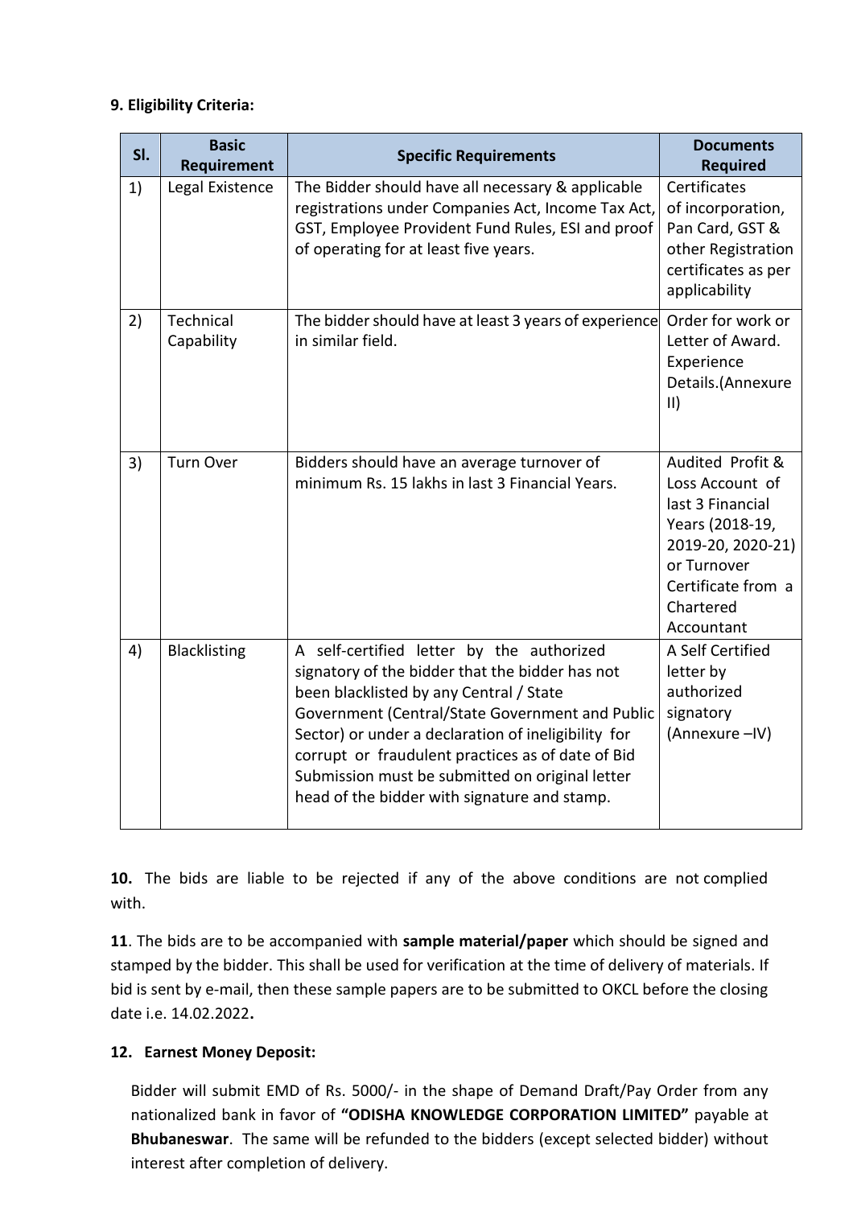**9. Eligibility Criteria:**

| Sl. | Basic Requirement | Specific Requirements | Documents Required |
|---|---|---|---|
| 1) | Legal Existence | The Bidder should have all necessary & applicable registrations under Companies Act, Income Tax Act, GST, Employee Provident Fund Rules, ESI and proof of operating for at least five years. | Certificates of incorporation, Pan Card, GST & other Registration certificates as per applicability |
| 2) | Technical Capability | The bidder should have at least 3 years of experience in similar field. | Order for work or Letter of Award. Experience Details.(Annexure II) |
| 3) | Turn Over | Bidders should have an average turnover of minimum Rs. 15 lakhs in last 3 Financial Years. | Audited Profit & Loss Account of last 3 Financial Years (2018-19, 2019-20, 2020-21) or Turnover Certificate from a Chartered Accountant |
| 4) | Blacklisting | A self-certified letter by the authorized signatory of the bidder that the bidder has not been blacklisted by any Central / State Government (Central/State Government and Public Sector) or under a declaration of ineligibility for corrupt or fraudulent practices as of date of Bid Submission must be submitted on original letter head of the bidder with signature and stamp. | A Self Certified letter by authorized signatory (Annexure –IV) |

**10.** The bids are liable to be rejected if any of the above conditions are not complied with.

**11**. The bids are to be accompanied with **sample material/paper** which should be signed and stamped by the bidder. This shall be used for verification at the time of delivery of materials. If bid is sent by e-mail, then these sample papers are to be submitted to OKCL before the closing date i.e. 14.02.2022**.**

**12. Earnest Money Deposit:**

Bidder will submit EMD of Rs. 5000/- in the shape of Demand Draft/Pay Order from any nationalized bank in favor of **"ODISHA KNOWLEDGE CORPORATION LIMITED"** payable at **Bhubaneswar**. The same will be refunded to the bidders (except selected bidder) without interest after completion of delivery.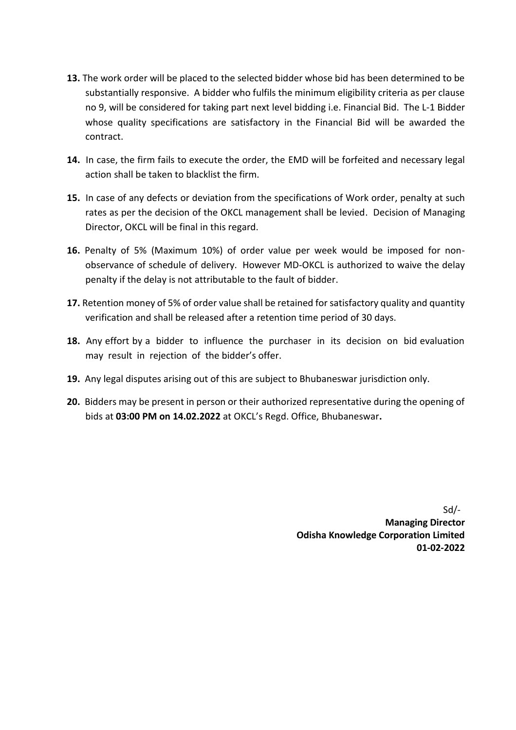**13.** The work order will be placed to the selected bidder whose bid has been determined to be substantially responsive. A bidder who fulfils the minimum eligibility criteria as per clause no 9, will be considered for taking part next level bidding i.e. Financial Bid. The L-1 Bidder whose quality specifications are satisfactory in the Financial Bid will be awarded the contract.

**14.** In case, the firm fails to execute the order, the EMD will be forfeited and necessary legal action shall be taken to blacklist the firm.

**15.** In case of any defects or deviation from the specifications of Work order, penalty at such rates as per the decision of the OKCL management shall be levied. Decision of Managing Director, OKCL will be final in this regard.

**16.** Penalty of 5% (Maximum 10%) of order value per week would be imposed for non-observance of schedule of delivery. However MD-OKCL is authorized to waive the delay penalty if the delay is not attributable to the fault of bidder.

**17.** Retention money of 5% of order value shall be retained for satisfactory quality and quantity verification and shall be released after a retention time period of 30 days.

**18.** Any effort by a bidder to influence the purchaser in its decision on bid evaluation may result in rejection of the bidder's offer.

**19.** Any legal disputes arising out of this are subject to Bhubaneswar jurisdiction only.

**20.** Bidders may be present in person or their authorized representative during the opening of bids at **03:00 PM on 14.02.2022** at OKCL's Regd. Office, Bhubaneswar**.**

Sd/-
**Managing Director**
**Odisha Knowledge Corporation Limited**
**01-02-2022**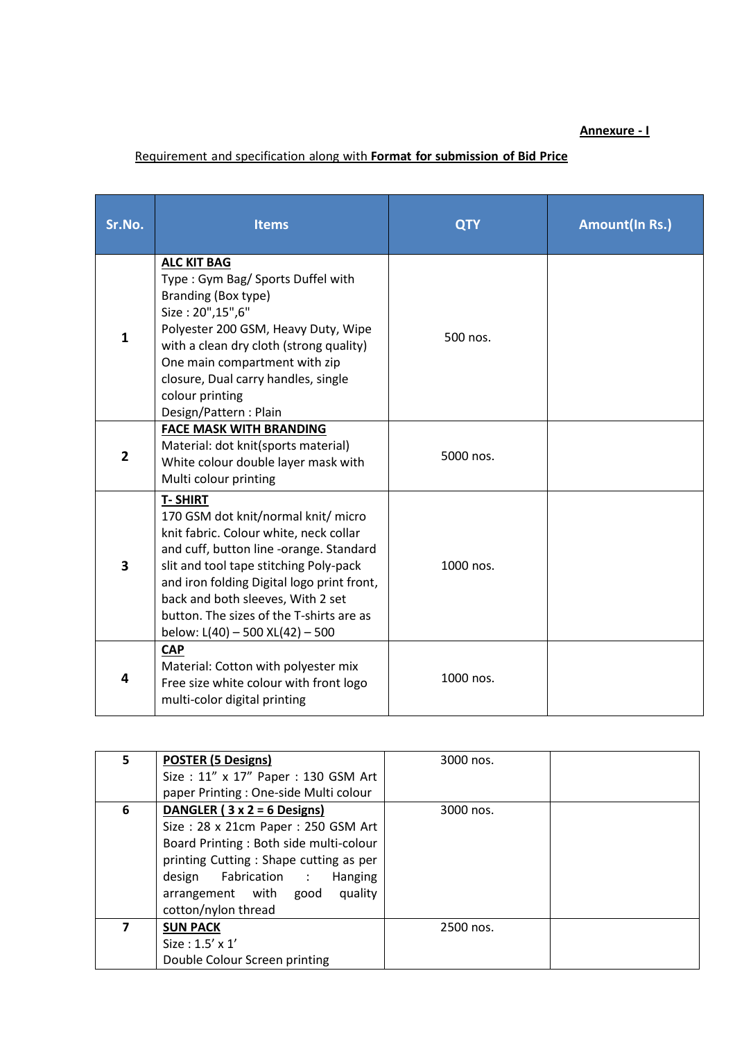**Annexure - I**

Requirement and specification along with **Format for submission of Bid Price**

| Sr.No. | Items | QTY | Amount(In Rs.) |
|---|---|---|---|
| **1** | **ALC KIT BAG**<br>Type : Gym Bag/ Sports Duffel with Branding (Box type)<br>Size : 20",15",6"<br>Polyester 200 GSM, Heavy Duty, Wipe with a clean dry cloth (strong quality)<br>One main compartment with zip closure, Dual carry handles, single colour printing<br>Design/Pattern : Plain | 500 nos. | |
| **2** | **FACE MASK WITH BRANDING**<br>Material: dot knit(sports material)<br>White colour double layer mask with Multi colour printing | 5000 nos. | |
| **3** | **T- SHIRT**<br>170 GSM dot knit/normal knit/ micro knit fabric. Colour white, neck collar and cuff, button line -orange. Standard slit and tool tape stitching Poly-pack and iron folding Digital logo print front, back and both sleeves, With 2 set button. The sizes of the T-shirts are as below: L(40) – 500 XL(42) – 500 | 1000 nos. | |
| **4** | **CAP**<br>Material: Cotton with polyester mix<br>Free size white colour with front logo multi-color digital printing | 1000 nos. | |
| **5** | **POSTER (5 Designs)**<br>Size : 11" x 17" Paper : 130 GSM Art paper Printing : One-side Multi colour | 3000 nos. | |
| **6** | **DANGLER ( 3 x 2 = 6 Designs)**<br>Size : 28 x 21cm Paper : 250 GSM Art Board Printing : Both side multi-colour printing Cutting : Shape cutting as per design Fabrication : Hanging arrangement with good quality cotton/nylon thread | 3000 nos. | |
| **7** | **SUN PACK**<br>Size : 1.5' x 1'<br>Double Colour Screen printing | 2500 nos. | |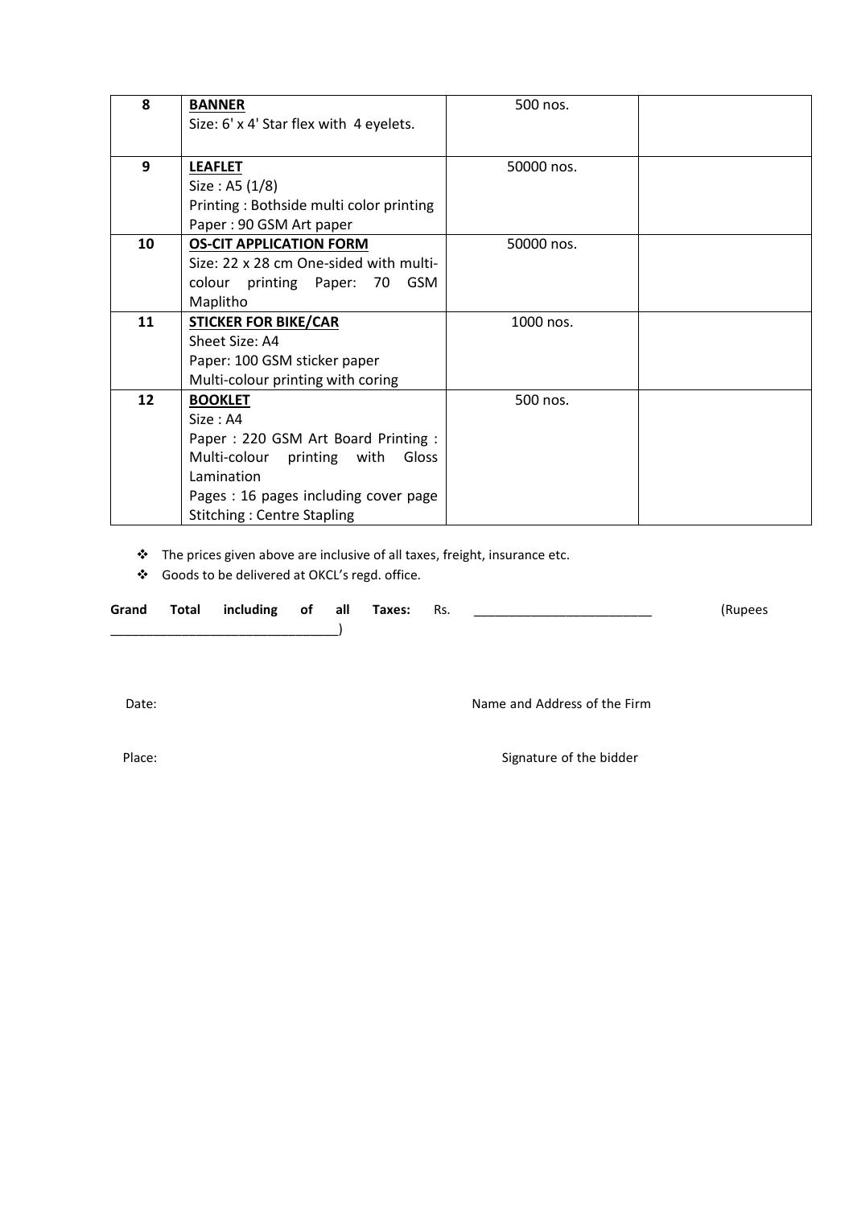| 8 | **BANNER**<br>Size: 6' x 4' Star flex with 4 eyelets. | 500 nos. | |
|---|---|---|---|
| 9 | **LEAFLET**<br>Size : A5 (1/8)<br>Printing : Bothside multi color printing<br>Paper : 90 GSM Art paper | 50000 nos. | |
| 10 | **OS-CIT APPLICATION FORM**<br>Size: 22 x 28 cm One-sided with multi-colour printing Paper: 70 GSM Maplitho | 50000 nos. | |
| 11 | **STICKER FOR BIKE/CAR**<br>Sheet Size: A4<br>Paper: 100 GSM sticker paper<br>Multi-colour printing with coring | 1000 nos. | |
| 12 | **BOOKLET**<br>Size : A4<br>Paper : 220 GSM Art Board Printing : Multi-colour printing with Gloss Lamination<br>Pages : 16 pages including cover page<br>Stitching : Centre Stapling | 500 nos. | |

- The prices given above are inclusive of all taxes, freight, insurance etc.
- Goods to be delivered at OKCL's regd. office.

**Grand Total including of all Taxes:** Rs. ________________________ (Rupees ______________________________)

Date: Name and Address of the Firm

Place: Signature of the bidder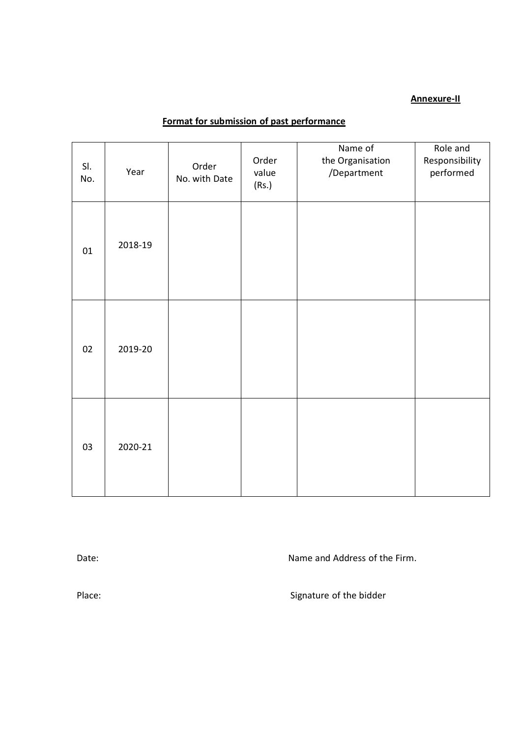**Annexure-II**

## Format for submission of past performance

| Sl. No. | Year | Order No. with Date | Order value (Rs.) | Name of the Organisation /Department | Role and Responsibility performed |
|---|---|---|---|---|---|
| 01 | 2018-19 | | | | |
| 02 | 2019-20 | | | | |
| 03 | 2020-21 | | | | |

Date: Name and Address of the Firm.

Place: Signature of the bidder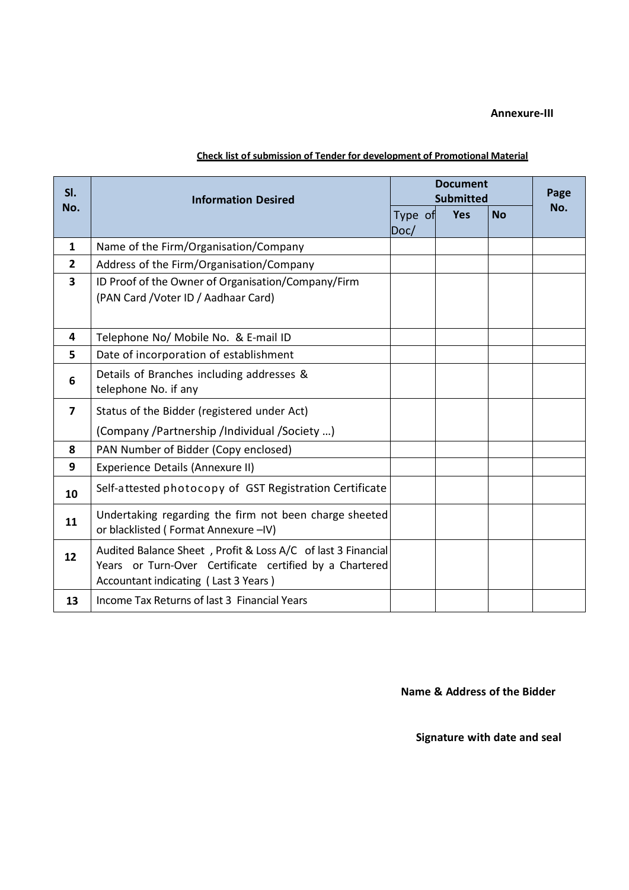**Annexure-III**

**Check list of submission of Tender for development of Promotional Material**

| Sl. No. | Information Desired | Document Submitted | | | Page No. |
|---|---|---|---|---|---|
| | | Type of Doc/ | Yes | No | |
| 1 | Name of the Firm/Organisation/Company | | | | |
| 2 | Address of the Firm/Organisation/Company | | | | |
| 3 | ID Proof of the Owner of Organisation/Company/Firm (PAN Card /Voter ID / Aadhaar Card) | | | | |
| 4 | Telephone No/ Mobile No. & E-mail ID | | | | |
| 5 | Date of incorporation of establishment | | | | |
| 6 | Details of Branches including addresses & telephone No. if any | | | | |
| 7 | Status of the Bidder (registered under Act) (Company /Partnership /Individual /Society …) | | | | |
| 8 | PAN Number of Bidder (Copy enclosed) | | | | |
| 9 | Experience Details (Annexure II) | | | | |
| 10 | Self-attested photocopy of GST Registration Certificate | | | | |
| 11 | Undertaking regarding the firm not been charge sheeted or blacklisted ( Format Annexure –IV) | | | | |
| 12 | Audited Balance Sheet , Profit & Loss A/C of last 3 Financial Years or Turn-Over Certificate certified by a Chartered Accountant indicating ( Last 3 Years ) | | | | |
| 13 | Income Tax Returns of last 3 Financial Years | | | | |

**Name & Address of the Bidder**

**Signature with date and seal**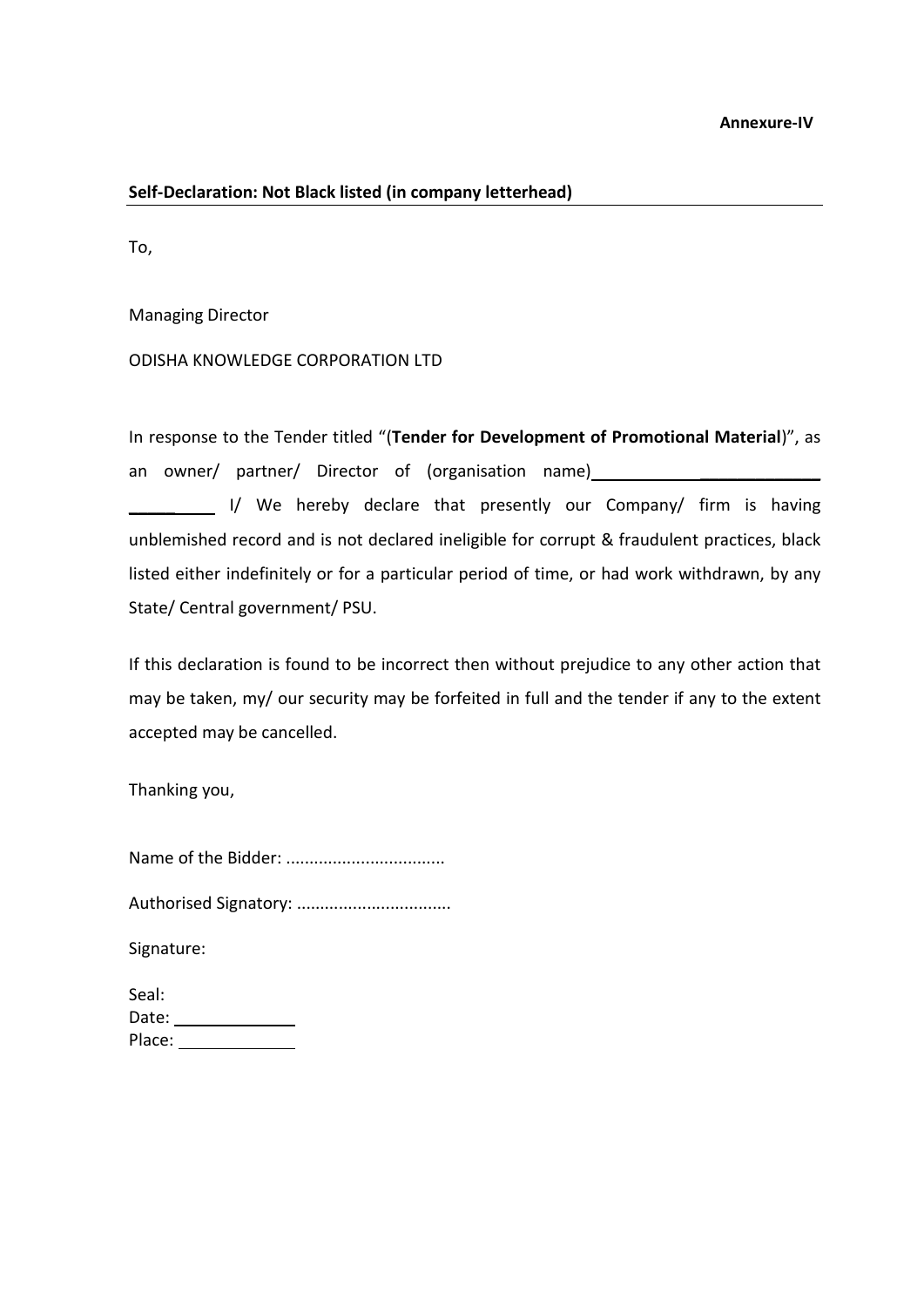**Annexure-IV**

**Self-Declaration: Not Black listed (in company letterhead)**

To,

Managing Director

ODISHA KNOWLEDGE CORPORATION LTD

In response to the Tender titled "(**Tender for Development of Promotional Material**)", as an owner/ partner/ Director of (organisation name)\_\_\_\_\_\_\_\_\_\_\_\_\_\_\_\_\_\_\_\_\_\_\_\_\_\_\_\_ I/ We hereby declare that presently our Company/ firm is having unblemished record and is not declared ineligible for corrupt & fraudulent practices, black listed either indefinitely or for a particular period of time, or had work withdrawn, by any State/ Central government/ PSU.

If this declaration is found to be incorrect then without prejudice to any other action that may be taken, my/ our security may be forfeited in full and the tender if any to the extent accepted may be cancelled.

Thanking you,

Name of the Bidder: .................................

Authorised Signatory: ................................

Signature:

Seal:

Date: \_\_\_\_\_\_\_\_\_\_\_\_\_\_

Place: \_\_\_\_\_\_\_\_\_\_\_\_\_